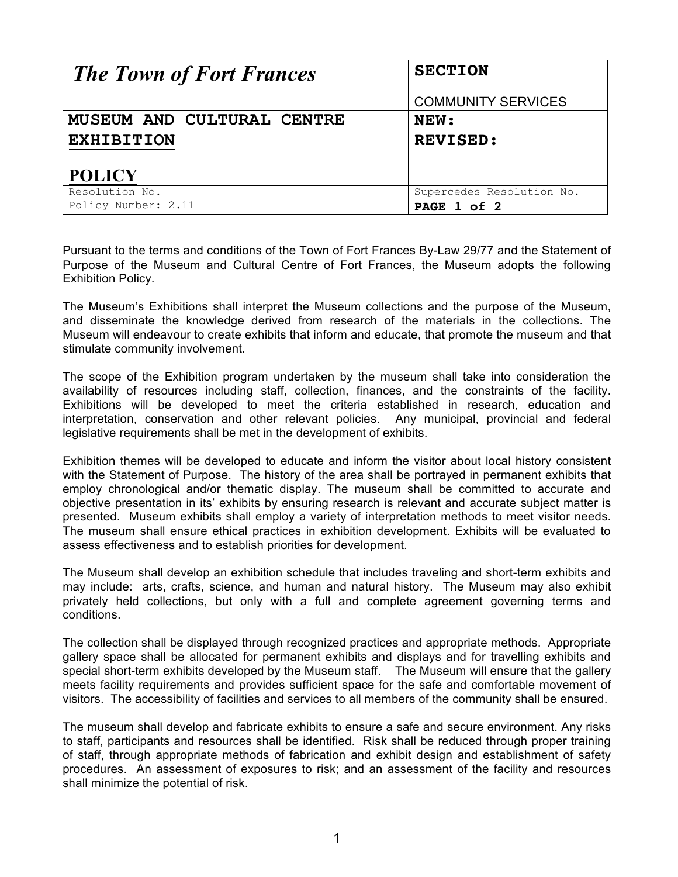| *The Town of Fort Frances* | **SECTION**<br><br>COMMUNITY SERVICES |
|---|---|
| **MUSEUM AND CULTURAL CENTRE EXHIBITION**<br><br>**POLICY** | **NEW:**<br>**REVISED:** |
| Resolution No. | Supercedes Resolution No. |
| Policy Number: 2.11 | **PAGE 1 of 2** |

Pursuant to the terms and conditions of the Town of Fort Frances By-Law 29/77 and the Statement of Purpose of the Museum and Cultural Centre of Fort Frances, the Museum adopts the following Exhibition Policy.

The Museum's Exhibitions shall interpret the Museum collections and the purpose of the Museum, and disseminate the knowledge derived from research of the materials in the collections. The Museum will endeavour to create exhibits that inform and educate, that promote the museum and that stimulate community involvement.

The scope of the Exhibition program undertaken by the museum shall take into consideration the availability of resources including staff, collection, finances, and the constraints of the facility. Exhibitions will be developed to meet the criteria established in research, education and interpretation, conservation and other relevant policies. Any municipal, provincial and federal legislative requirements shall be met in the development of exhibits.

Exhibition themes will be developed to educate and inform the visitor about local history consistent with the Statement of Purpose. The history of the area shall be portrayed in permanent exhibits that employ chronological and/or thematic display. The museum shall be committed to accurate and objective presentation in its' exhibits by ensuring research is relevant and accurate subject matter is presented. Museum exhibits shall employ a variety of interpretation methods to meet visitor needs. The museum shall ensure ethical practices in exhibition development. Exhibits will be evaluated to assess effectiveness and to establish priorities for development.

The Museum shall develop an exhibition schedule that includes traveling and short-term exhibits and may include: arts, crafts, science, and human and natural history. The Museum may also exhibit privately held collections, but only with a full and complete agreement governing terms and conditions.

The collection shall be displayed through recognized practices and appropriate methods. Appropriate gallery space shall be allocated for permanent exhibits and displays and for travelling exhibits and special short-term exhibits developed by the Museum staff. The Museum will ensure that the gallery meets facility requirements and provides sufficient space for the safe and comfortable movement of visitors. The accessibility of facilities and services to all members of the community shall be ensured.

The museum shall develop and fabricate exhibits to ensure a safe and secure environment. Any risks to staff, participants and resources shall be identified. Risk shall be reduced through proper training of staff, through appropriate methods of fabrication and exhibit design and establishment of safety procedures. An assessment of exposures to risk; and an assessment of the facility and resources shall minimize the potential of risk.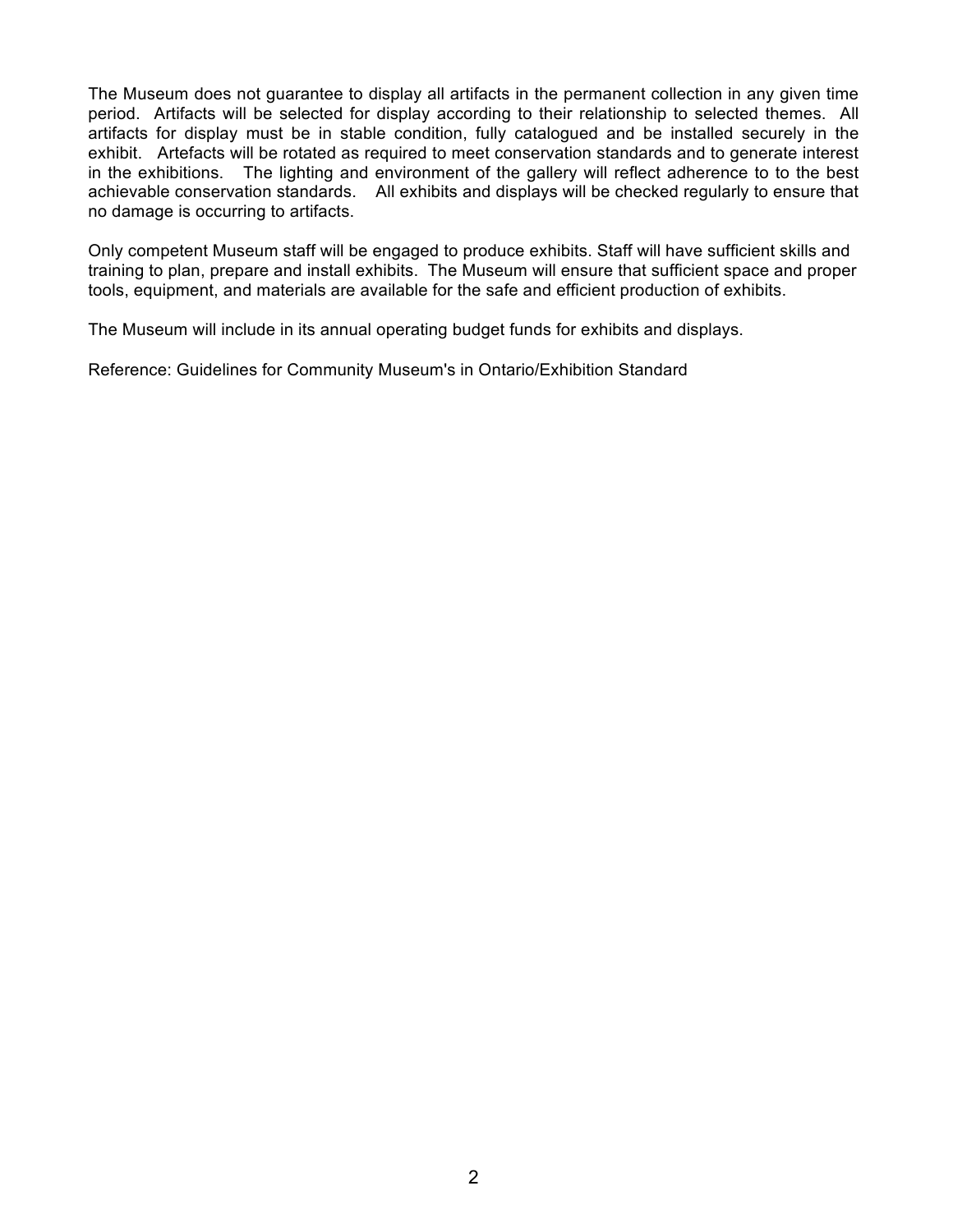The Museum does not guarantee to display all artifacts in the permanent collection in any given time period. Artifacts will be selected for display according to their relationship to selected themes. All artifacts for display must be in stable condition, fully catalogued and be installed securely in the exhibit. Artefacts will be rotated as required to meet conservation standards and to generate interest in the exhibitions. The lighting and environment of the gallery will reflect adherence to to the best achievable conservation standards. All exhibits and displays will be checked regularly to ensure that no damage is occurring to artifacts.

Only competent Museum staff will be engaged to produce exhibits. Staff will have sufficient skills and training to plan, prepare and install exhibits. The Museum will ensure that sufficient space and proper tools, equipment, and materials are available for the safe and efficient production of exhibits.

The Museum will include in its annual operating budget funds for exhibits and displays.

Reference: Guidelines for Community Museum's in Ontario/Exhibition Standard